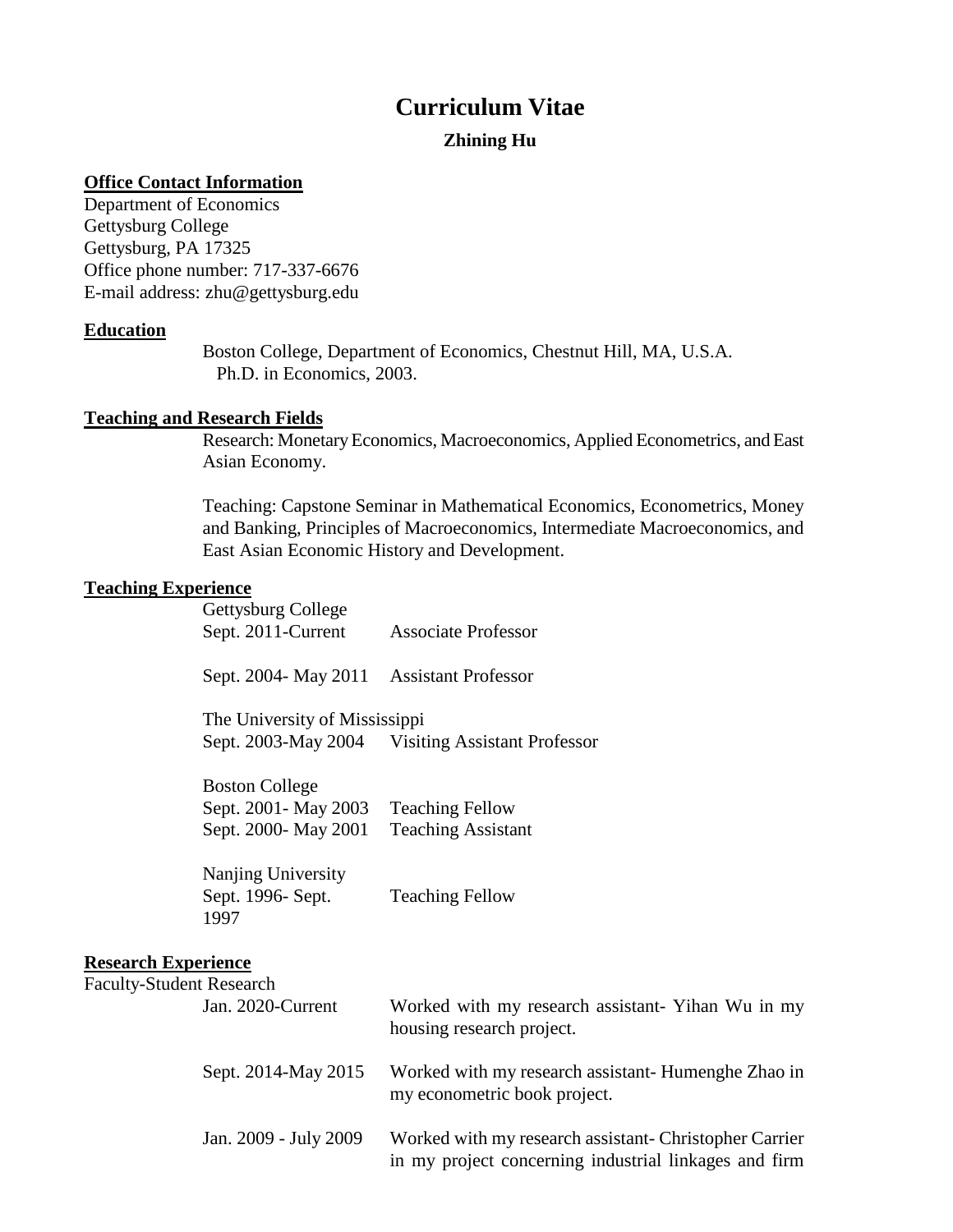# Curriculum Vitae

**Zhining Hu**

## Office Contact Information

Department of Economics
Gettysburg College
Gettysburg, PA 17325
Office phone number: 717-337-6676
E-mail address: zhu@gettysburg.edu

## Education

Boston College, Department of Economics, Chestnut Hill, MA, U.S.A.
Ph.D. in Economics, 2003.

## Teaching and Research Fields

Research: Monetary Economics, Macroeconomics, Applied Econometrics, and East Asian Economy.

Teaching: Capstone Seminar in Mathematical Economics, Econometrics, Money and Banking, Principles of Macroeconomics, Intermediate Macroeconomics, and East Asian Economic History and Development.

## Teaching Experience

Gettysburg College

| | |
|---|---|
| Sept. 2011-Current | Associate Professor |
| Sept. 2004- May 2011 | Assistant Professor |

The University of Mississippi

| | |
|---|---|
| Sept. 2003-May 2004 | Visiting Assistant Professor |

Boston College

| | |
|---|---|
| Sept. 2001- May 2003 | Teaching Fellow |
| Sept. 2000- May 2001 | Teaching Assistant |

Nanjing University

| | |
|---|---|
| Sept. 1996- Sept. 1997 | Teaching Fellow |

## Research Experience

Faculty-Student Research

| | |
|---|---|
| Jan. 2020-Current | Worked with my research assistant- Yihan Wu in my housing research project. |
| Sept. 2014-May 2015 | Worked with my research assistant- Humenghe Zhao in my econometric book project. |
| Jan. 2009 - July 2009 | Worked with my research assistant- Christopher Carrier in my project concerning industrial linkages and firm |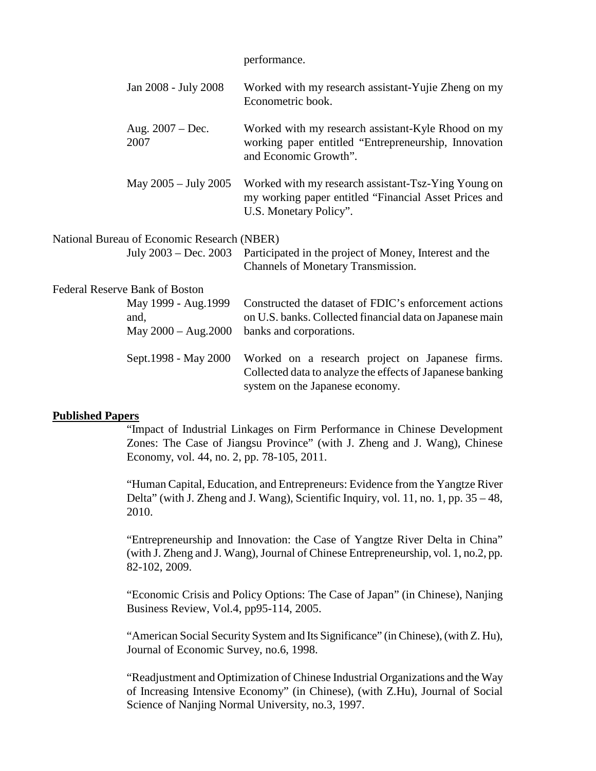performance.

| | |
|---|---|
| Jan 2008 - July 2008 | Worked with my research assistant-Yujie Zheng on my Econometric book. |
| Aug. 2007 – Dec. 2007 | Worked with my research assistant-Kyle Rhood on my working paper entitled “Entrepreneurship, Innovation and Economic Growth”. |
| May 2005 – July 2005 | Worked with my research assistant-Tsz-Ying Young on my working paper entitled “Financial Asset Prices and U.S. Monetary Policy”. |

National Bureau of Economic Research (NBER)

| | |
|---|---|
| July 2003 – Dec. 2003 | Participated in the project of Money, Interest and the Channels of Monetary Transmission. |

Federal Reserve Bank of Boston

| | |
|---|---|
| May 1999 - Aug.1999 and, May 2000 – Aug.2000 | Constructed the dataset of FDIC’s enforcement actions on U.S. banks. Collected financial data on Japanese main banks and corporations. |
| Sept.1998 - May 2000 | Worked on a research project on Japanese firms. Collected data to analyze the effects of Japanese banking system on the Japanese economy. |

**Published Papers**

“Impact of Industrial Linkages on Firm Performance in Chinese Development Zones: The Case of Jiangsu Province” (with J. Zheng and J. Wang), Chinese Economy, vol. 44, no. 2, pp. 78-105, 2011.

“Human Capital, Education, and Entrepreneurs: Evidence from the Yangtze River Delta” (with J. Zheng and J. Wang), Scientific Inquiry, vol. 11, no. 1, pp. 35 – 48, 2010.

“Entrepreneurship and Innovation: the Case of Yangtze River Delta in China” (with J. Zheng and J. Wang), Journal of Chinese Entrepreneurship, vol. 1, no.2, pp. 82-102, 2009.

“Economic Crisis and Policy Options: The Case of Japan” (in Chinese), Nanjing Business Review, Vol.4, pp95-114, 2005.

“American Social Security System and Its Significance” (in Chinese), (with Z. Hu), Journal of Economic Survey, no.6, 1998.

“Readjustment and Optimization of Chinese Industrial Organizations and the Way of Increasing Intensive Economy” (in Chinese), (with Z.Hu), Journal of Social Science of Nanjing Normal University, no.3, 1997.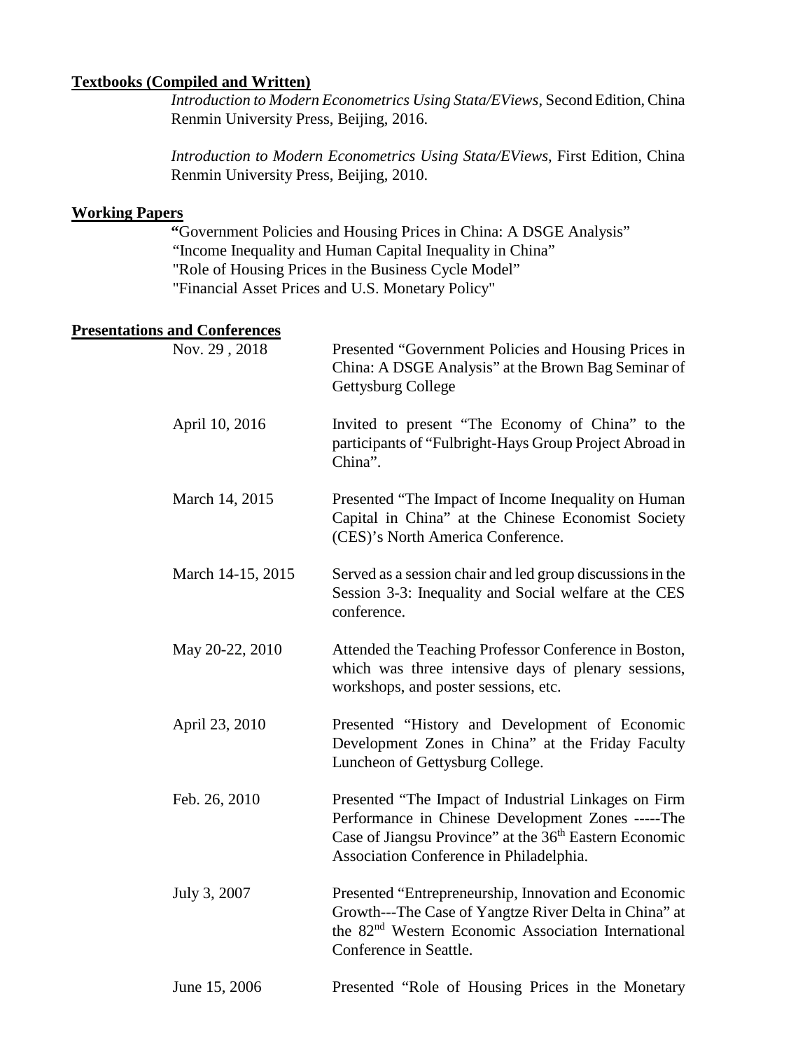## Textbooks (Compiled and Written)

*Introduction to Modern Econometrics Using Stata/EViews*, Second Edition, China Renmin University Press, Beijing, 2016.

*Introduction to Modern Econometrics Using Stata/EViews*, First Edition, China Renmin University Press, Beijing, 2010.

## Working Papers

"Government Policies and Housing Prices in China: A DSGE Analysis"
"Income Inequality and Human Capital Inequality in China"
"Role of Housing Prices in the Business Cycle Model"
"Financial Asset Prices and U.S. Monetary Policy"

## Presentations and Conferences

| | |
|---|---|
| Nov. 29 , 2018 | Presented "Government Policies and Housing Prices in China: A DSGE Analysis" at the Brown Bag Seminar of Gettysburg College |
| April 10, 2016 | Invited to present "The Economy of China" to the participants of "Fulbright-Hays Group Project Abroad in China". |
| March 14, 2015 | Presented "The Impact of Income Inequality on Human Capital in China" at the Chinese Economist Society (CES)'s North America Conference. |
| March 14-15, 2015 | Served as a session chair and led group discussions in the Session 3-3: Inequality and Social welfare at the CES conference. |
| May 20-22, 2010 | Attended the Teaching Professor Conference in Boston, which was three intensive days of plenary sessions, workshops, and poster sessions, etc. |
| April 23, 2010 | Presented "History and Development of Economic Development Zones in China" at the Friday Faculty Luncheon of Gettysburg College. |
| Feb. 26, 2010 | Presented "The Impact of Industrial Linkages on Firm Performance in Chinese Development Zones -----The Case of Jiangsu Province" at the 36th Eastern Economic Association Conference in Philadelphia. |
| July 3, 2007 | Presented "Entrepreneurship, Innovation and Economic Growth---The Case of Yangtze River Delta in China" at the 82nd Western Economic Association International Conference in Seattle. |
| June 15, 2006 | Presented "Role of Housing Prices in the Monetary |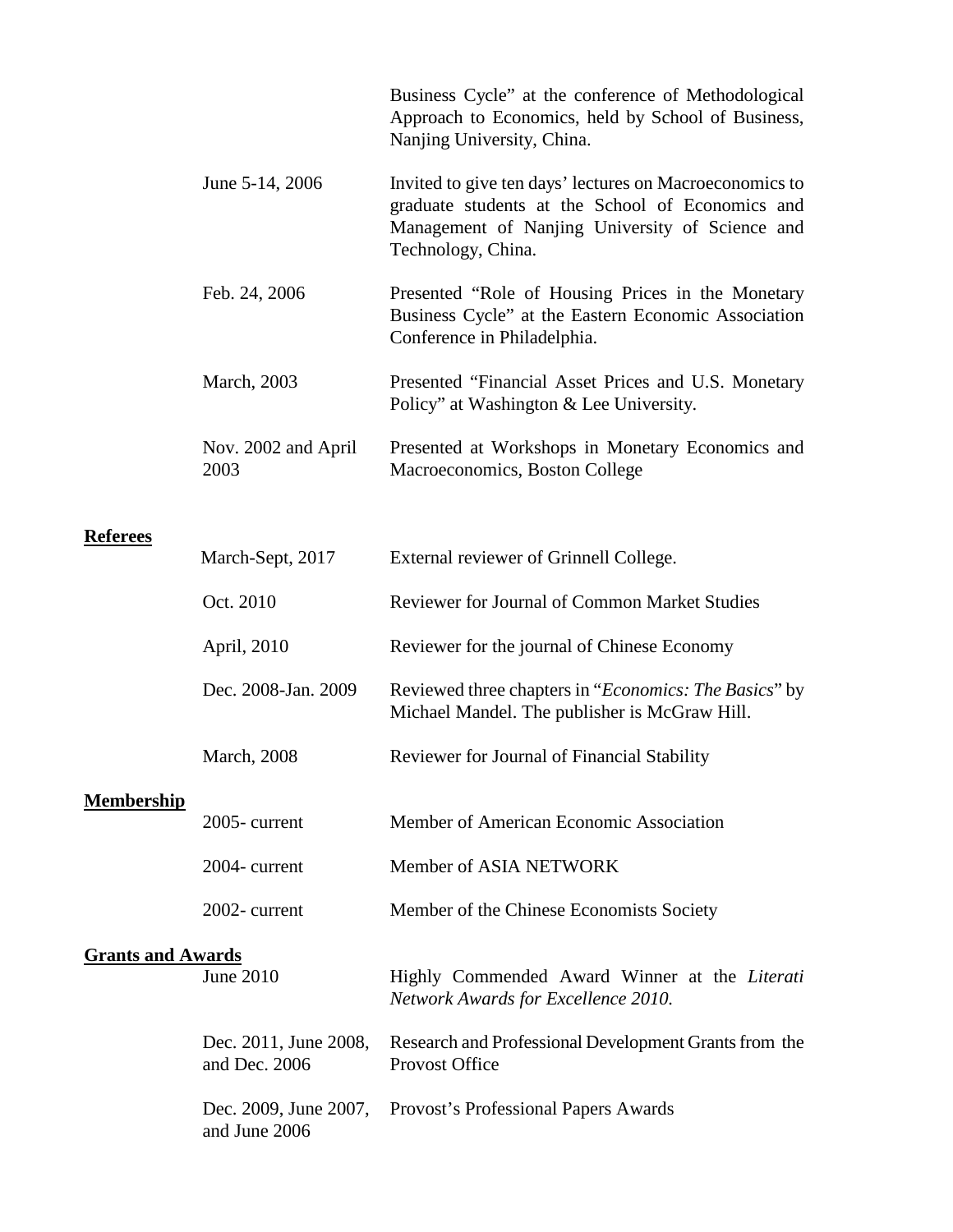| | |
|---|---|
| | Business Cycle" at the conference of Methodological Approach to Economics, held by School of Business, Nanjing University, China. |
| June 5-14, 2006 | Invited to give ten days' lectures on Macroeconomics to graduate students at the School of Economics and Management of Nanjing University of Science and Technology, China. |
| Feb. 24, 2006 | Presented "Role of Housing Prices in the Monetary Business Cycle" at the Eastern Economic Association Conference in Philadelphia. |
| March, 2003 | Presented "Financial Asset Prices and U.S. Monetary Policy" at Washington & Lee University. |
| Nov. 2002 and April 2003 | Presented at Workshops in Monetary Economics and Macroeconomics, Boston College |

## Referees

| | |
|---|---|
| March-Sept, 2017 | External reviewer of Grinnell College. |
| Oct. 2010 | Reviewer for Journal of Common Market Studies |
| April, 2010 | Reviewer for the journal of Chinese Economy |
| Dec. 2008-Jan. 2009 | Reviewed three chapters in "*Economics: The Basics*" by Michael Mandel. The publisher is McGraw Hill. |
| March, 2008 | Reviewer for Journal of Financial Stability |

## Membership

| | |
|---|---|
| 2005- current | Member of American Economic Association |
| 2004- current | Member of ASIA NETWORK |
| 2002- current | Member of the Chinese Economists Society |

## Grants and Awards

| | |
|---|---|
| June 2010 | Highly Commended Award Winner at the *Literati Network Awards for Excellence 2010.* |
| Dec. 2011, June 2008, and Dec. 2006 | Research and Professional Development Grants from the Provost Office |
| Dec. 2009, June 2007, and June 2006 | Provost's Professional Papers Awards |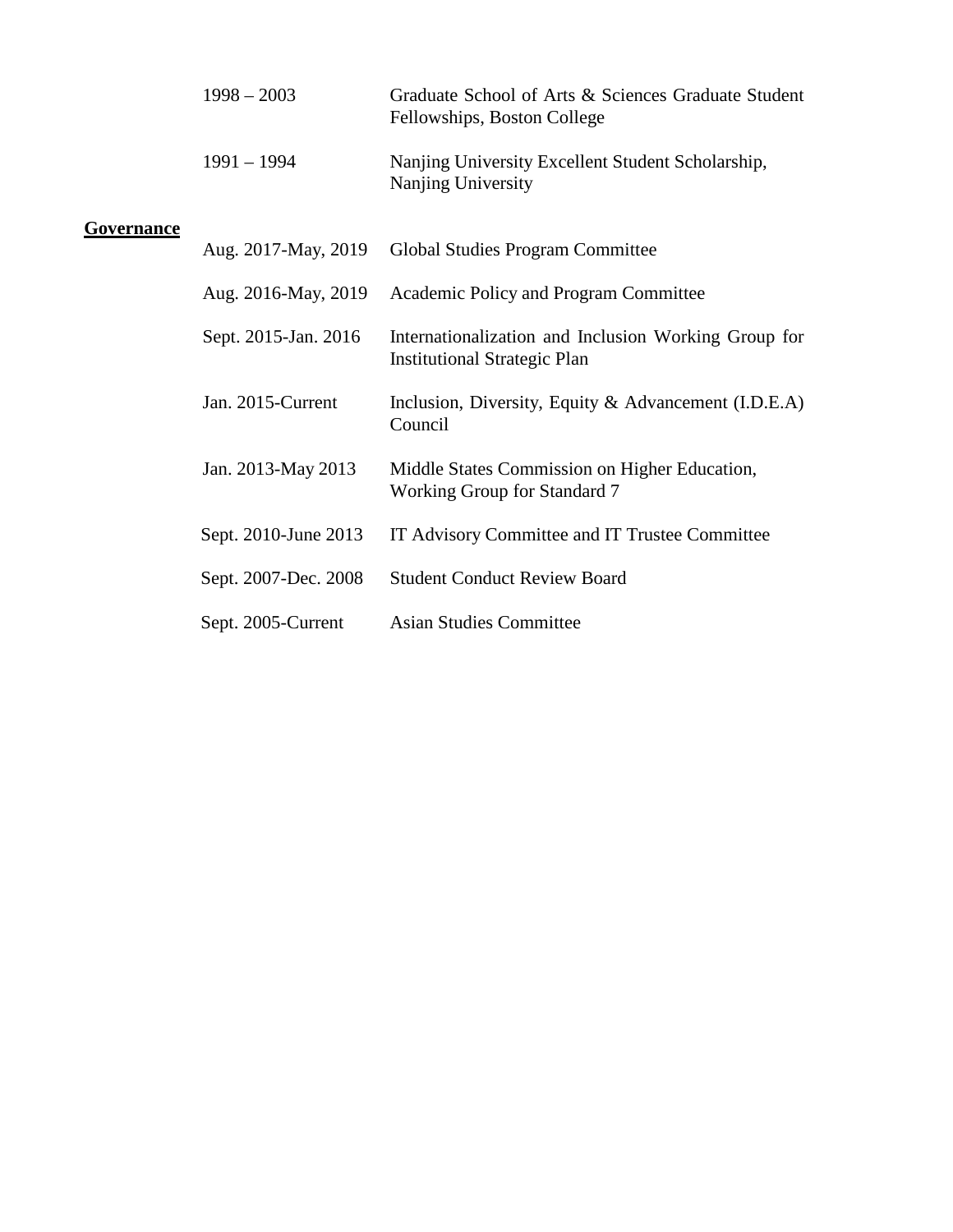| | |
|---|---|
| 1998 – 2003 | Graduate School of Arts & Sciences Graduate Student Fellowships, Boston College |
| 1991 – 1994 | Nanjing University Excellent Student Scholarship, Nanjing University |

**Governance**

| | |
|---|---|
| Aug. 2017-May, 2019 | Global Studies Program Committee |
| Aug. 2016-May, 2019 | Academic Policy and Program Committee |
| Sept. 2015-Jan. 2016 | Internationalization and Inclusion Working Group for Institutional Strategic Plan |
| Jan. 2015-Current | Inclusion, Diversity, Equity & Advancement (I.D.E.A) Council |
| Jan. 2013-May 2013 | Middle States Commission on Higher Education, Working Group for Standard 7 |
| Sept. 2010-June 2013 | IT Advisory Committee and IT Trustee Committee |
| Sept. 2007-Dec. 2008 | Student Conduct Review Board |
| Sept. 2005-Current | Asian Studies Committee |